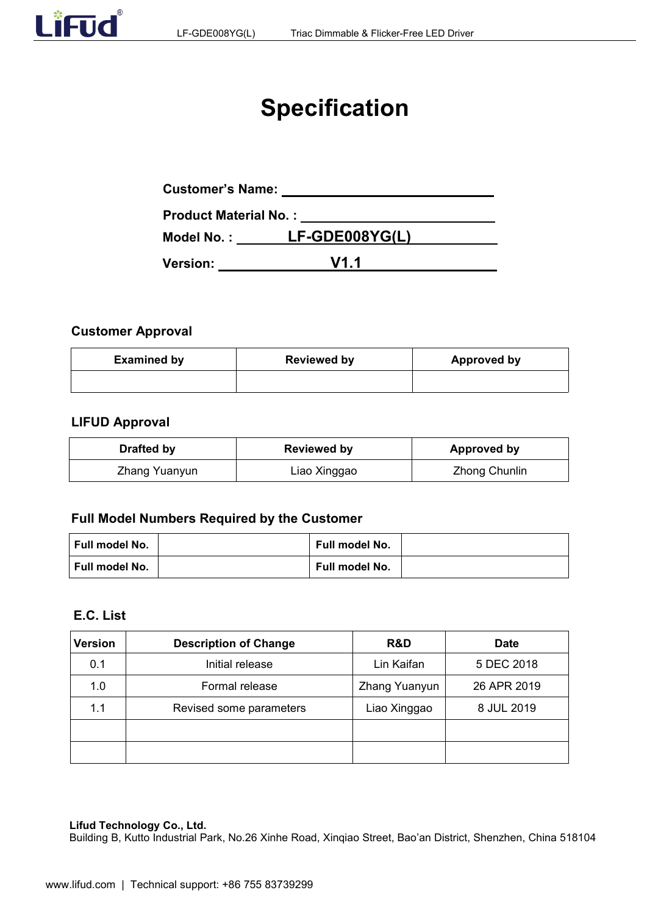# Specification

**Customer's Name:** ______________________

**Product Material No. :** ______________________

**Model No. :** **LF-GDE008YG(L)**

**Version:** **V1.1**

## Customer Approval

| Examined by | Reviewed by | Approved by |
|---|---|---|
| | | |

## LIFUD Approval

| Drafted by | Reviewed by | Approved by |
|---|---|---|
| Zhang Yuanyun | Liao Xinggao | Zhong Chunlin |

## Full Model Numbers Required by the Customer

| Full model No. | | Full model No. | |
|---|---|---|---|
| **Full model No.** | | **Full model No.** | |

## E.C. List

| Version | Description of Change | R&D | Date |
|---|---|---|---|
| 0.1 | Initial release | Lin Kaifan | 5 DEC 2018 |
| 1.0 | Formal release | Zhang Yuanyun | 26 APR 2019 |
| 1.1 | Revised some parameters | Liao Xinggao | 8 JUL 2019 |
| | | | |
| | | | |

**Lifud Technology Co., Ltd.**
Building B, Kutto Industrial Park, No.26 Xinhe Road, Xinqiao Street, Bao'an District, Shenzhen, China 518104

www.lifud.com | Technical support: +86 755 83739299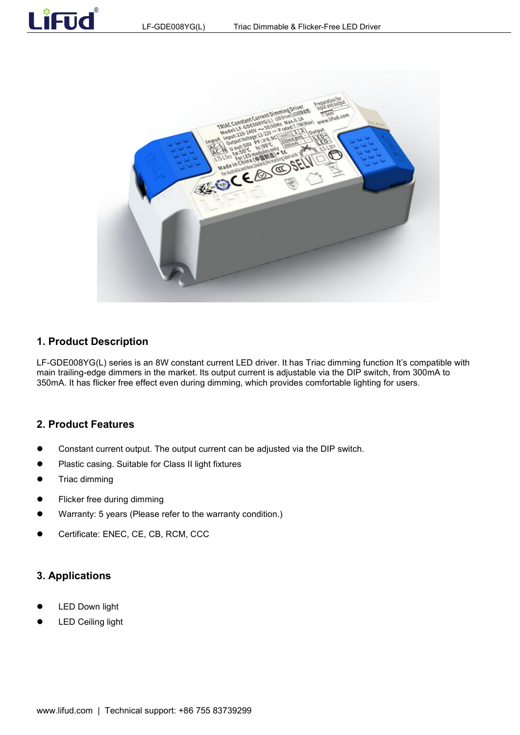## 1. Product Description

LF-GDE008YG(L) series is an 8W constant current LED driver. It has Triac dimming function It's compatible with main trailing-edge dimmers in the market. Its output current is adjustable via the DIP switch, from 300mA to 350mA. It has flicker free effect even during dimming, which provides comfortable lighting for users.

## 2. Product Features

- Constant current output. The output current can be adjusted via the DIP switch.
- Plastic casing. Suitable for Class II light fixtures
- Triac dimming
- Flicker free during dimming
- Warranty: 5 years (Please refer to the warranty condition.)
- Certificate: ENEC, CE, CB, RCM, CCC

## 3. Applications

- LED Down light
- LED Ceiling light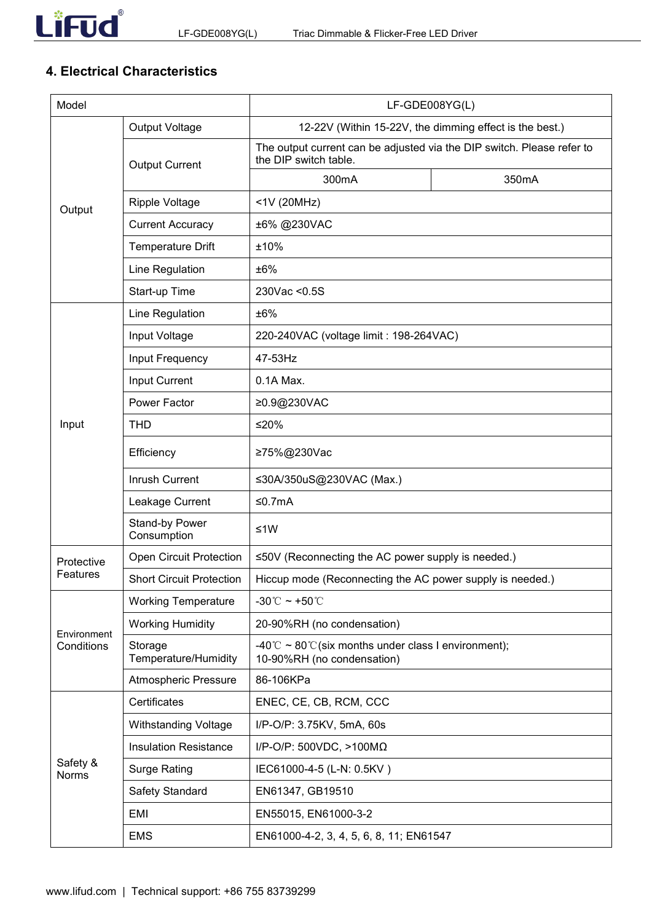## 4. Electrical Characteristics

| Model | | LF-GDE008YG(L) | |
|---|---|---|---|
| Output | Output Voltage | 12-22V (Within 15-22V, the dimming effect is the best.) | |
| | Output Current | The output current can be adjusted via the DIP switch. Please refer to the DIP switch table. | |
| | | 300mA | 350mA |
| | Ripple Voltage | <1V (20MHz) | |
| | Current Accuracy | ±6% @230VAC | |
| | Temperature Drift | ±10% | |
| | Line Regulation | ±6% | |
| | Start-up Time | 230Vac <0.5S | |
| Input | Line Regulation | ±6% | |
| | Input Voltage | 220-240VAC (voltage limit : 198-264VAC) | |
| | Input Frequency | 47-53Hz | |
| | Input Current | 0.1A Max. | |
| | Power Factor | ≥0.9@230VAC | |
| | THD | ≤20% | |
| | Efficiency | ≥75%@230Vac | |
| | Inrush Current | ≤30A/350uS@230VAC (Max.) | |
| | Leakage Current | ≤0.7mA | |
| | Stand-by Power Consumption | ≤1W | |
| Protective Features | Open Circuit Protection | ≤50V (Reconnecting the AC power supply is needed.) | |
| | Short Circuit Protection | Hiccup mode (Reconnecting the AC power supply is needed.) | |
| Environment Conditions | Working Temperature | -30℃ ~ +50℃ | |
| | Working Humidity | 20-90%RH (no condensation) | |
| | Storage Temperature/Humidity | -40℃ ~ 80℃(six months under class I environment); 10-90%RH (no condensation) | |
| | Atmospheric Pressure | 86-106KPa | |
| Safety & Norms | Certificates | ENEC, CE, CB, RCM, CCC | |
| | Withstanding Voltage | I/P-O/P: 3.75KV, 5mA, 60s | |
| | Insulation Resistance | I/P-O/P: 500VDC, >100MΩ | |
| | Surge Rating | IEC61000-4-5 (L-N: 0.5KV ) | |
| | Safety Standard | EN61347, GB19510 | |
| | EMI | EN55015, EN61000-3-2 | |
| | EMS | EN61000-4-2, 3, 4, 5, 6, 8, 11; EN61547 | |

www.lifud.com | Technical support: +86 755 83739299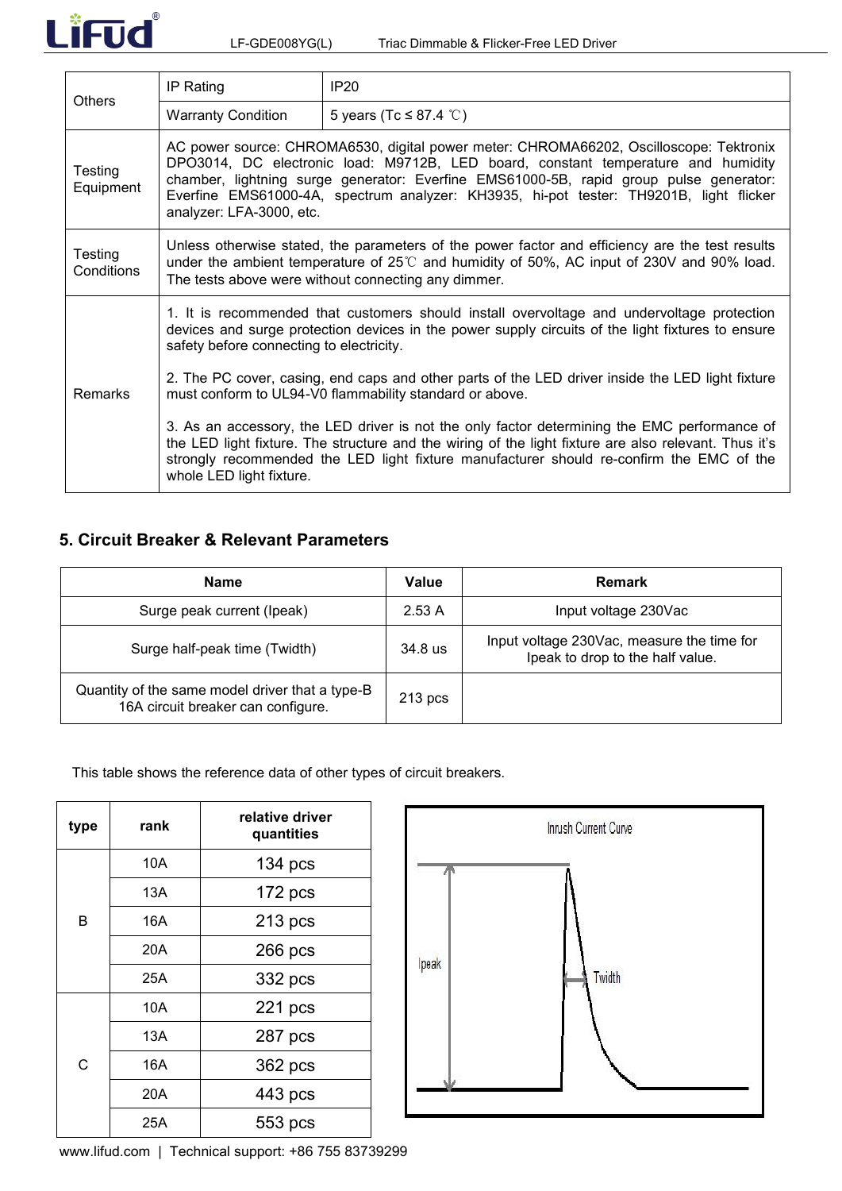| Others | IP Rating | IP20 |
|---|---|---|
| | Warranty Condition | 5 years (Tc ≤ 87.4 ℃) |
| Testing Equipment | AC power source: CHROMA6530, digital power meter: CHROMA66202, Oscilloscope: Tektronix DPO3014, DC electronic load: M9712B, LED board, constant temperature and humidity chamber, lightning surge generator: Everfine EMS61000-5B, rapid group pulse generator: Everfine EMS61000-4A, spectrum analyzer: KH3935, hi-pot tester: TH9201B, light flicker analyzer: LFA-3000, etc. | |
| Testing Conditions | Unless otherwise stated, the parameters of the power factor and efficiency are the test results under the ambient temperature of 25℃ and humidity of 50%, AC input of 230V and 90% load. The tests above were without connecting any dimmer. | |
| Remarks | 1. It is recommended that customers should install overvoltage and undervoltage protection devices and surge protection devices in the power supply circuits of the light fixtures to ensure safety before connecting to electricity.<br><br>2. The PC cover, casing, end caps and other parts of the LED driver inside the LED light fixture must conform to UL94-V0 flammability standard or above.<br><br>3. As an accessory, the LED driver is not the only factor determining the EMC performance of the LED light fixture. The structure and the wiring of the light fixture are also relevant. Thus it's strongly recommended the LED light fixture manufacturer should re-confirm the EMC of the whole LED light fixture. | |

## 5. Circuit Breaker & Relevant Parameters

| Name | Value | Remark |
|---|---|---|
| Surge peak current (Ipeak) | 2.53 A | Input voltage 230Vac |
| Surge half-peak time (Twidth) | 34.8 us | Input voltage 230Vac, measure the time for Ipeak to drop to the half value. |
| Quantity of the same model driver that a type-B 16A circuit breaker can configure. | 213 pcs | |

This table shows the reference data of other types of circuit breakers.

| type | rank | relative driver quantities |
|---|---|---|
| B | 10A | 134 pcs |
| | 13A | 172 pcs |
| | 16A | 213 pcs |
| | 20A | 266 pcs |
| | 25A | 332 pcs |
| C | 10A | 221 pcs |
| | 13A | 287 pcs |
| | 16A | 362 pcs |
| | 20A | 443 pcs |
| | 25A | 553 pcs |

Inrush Current Curve

Ipeak

Twidth

www.lifud.com | Technical support: +86 755 83739299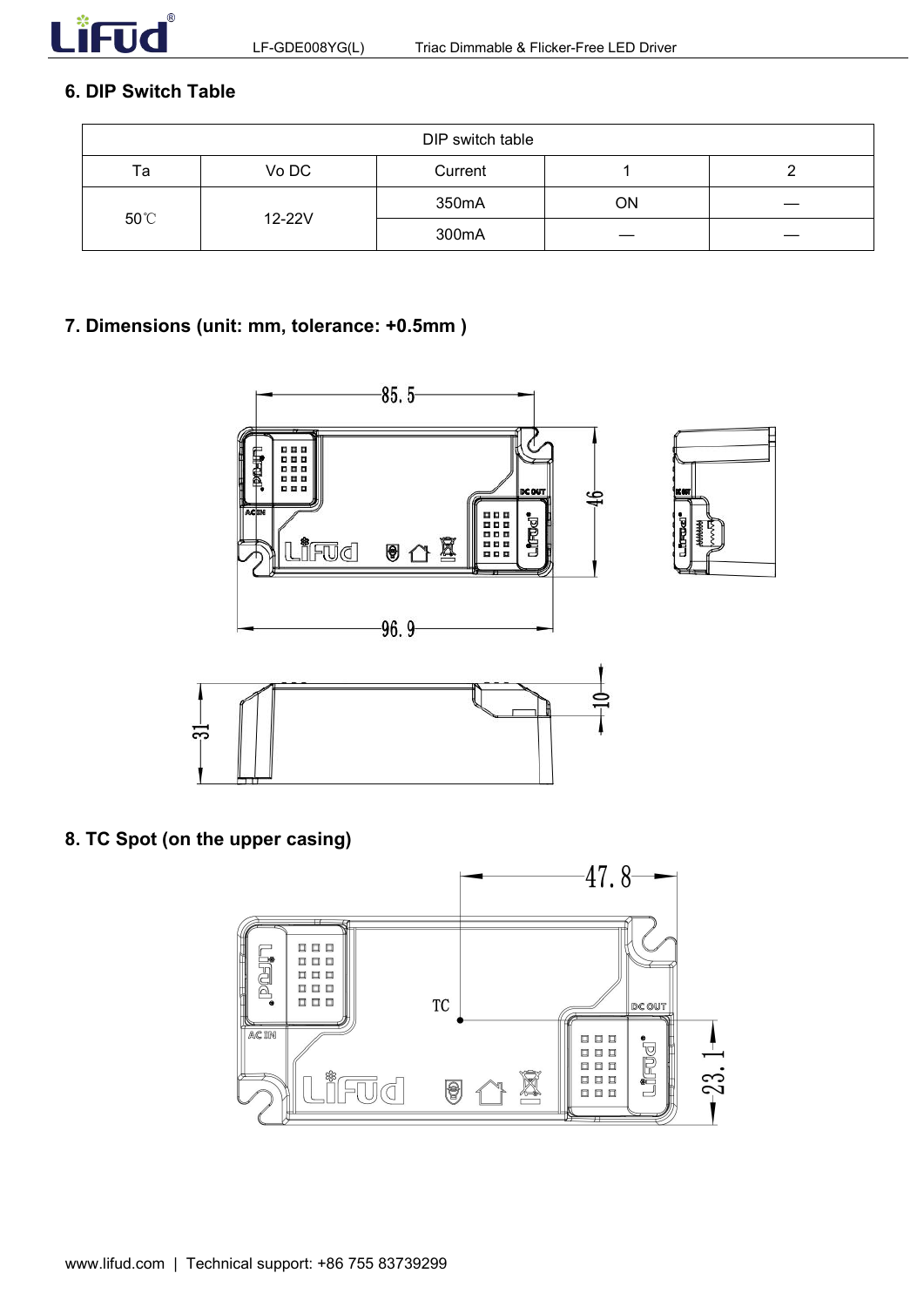## 6. DIP Switch Table

| DIP switch table | | | | |
|---|---|---|---|---|
| Ta | Vo DC | Current | 1 | 2 |
| 50℃ | 12-22V | 350mA | ON | — |
| | | 300mA | — | — |

## 7. Dimensions (unit: mm, tolerance: +0.5mm )

## 8. TC Spot (on the upper casing)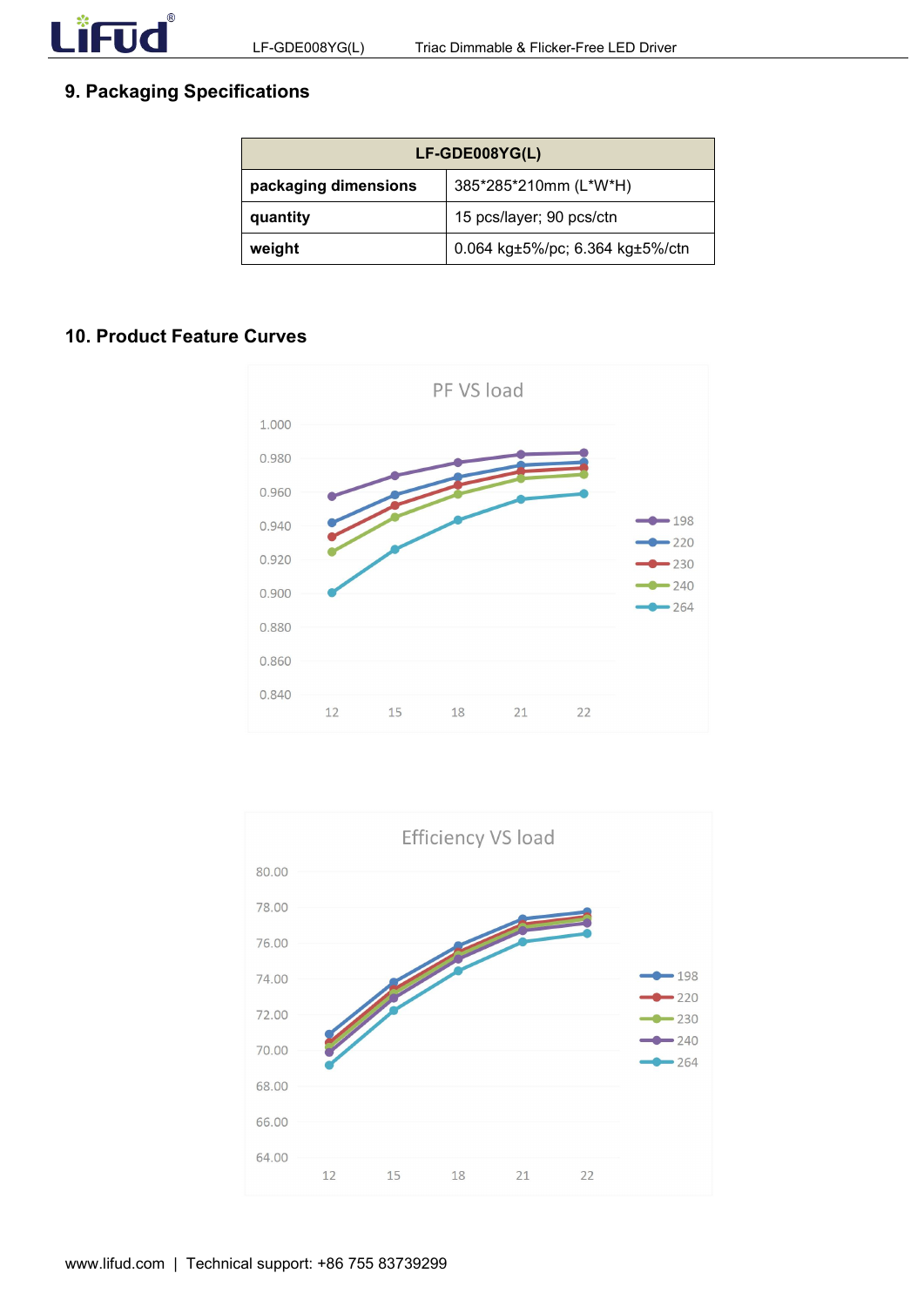## 9. Packaging Specifications

| LF-GDE008YG(L) | |
|---|---|
| **packaging dimensions** | 385*285*210mm (L*W*H) |
| **quantity** | 15 pcs/layer; 90 pcs/ctn |
| **weight** | 0.064 kg±5%/pc; 6.364 kg±5%/ctn |

## 10. Product Feature Curves

PF VS load

Efficiency VS load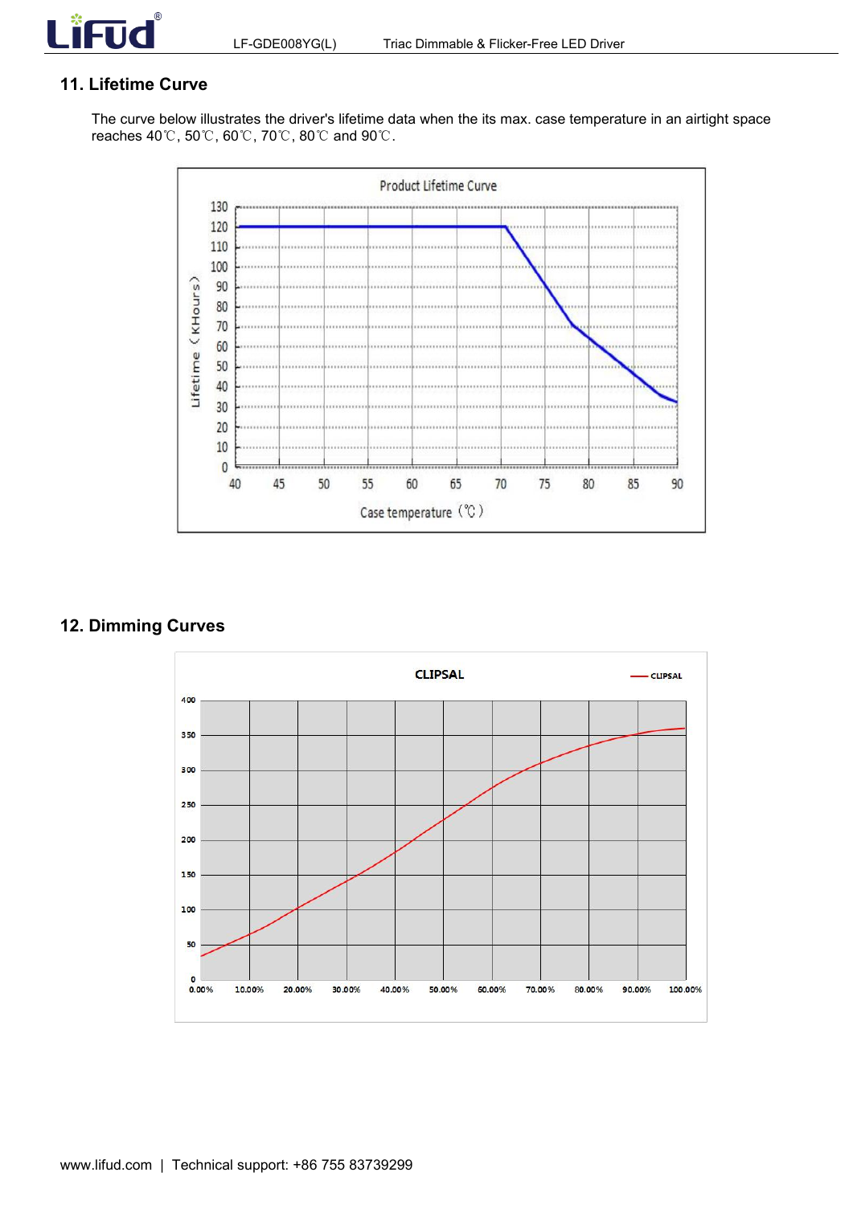## 11. Lifetime Curve

The curve below illustrates the driver's lifetime data when the its max. case temperature in an airtight space reaches 40℃, 50℃, 60℃, 70℃, 80℃ and 90℃.

## 12. Dimming Curves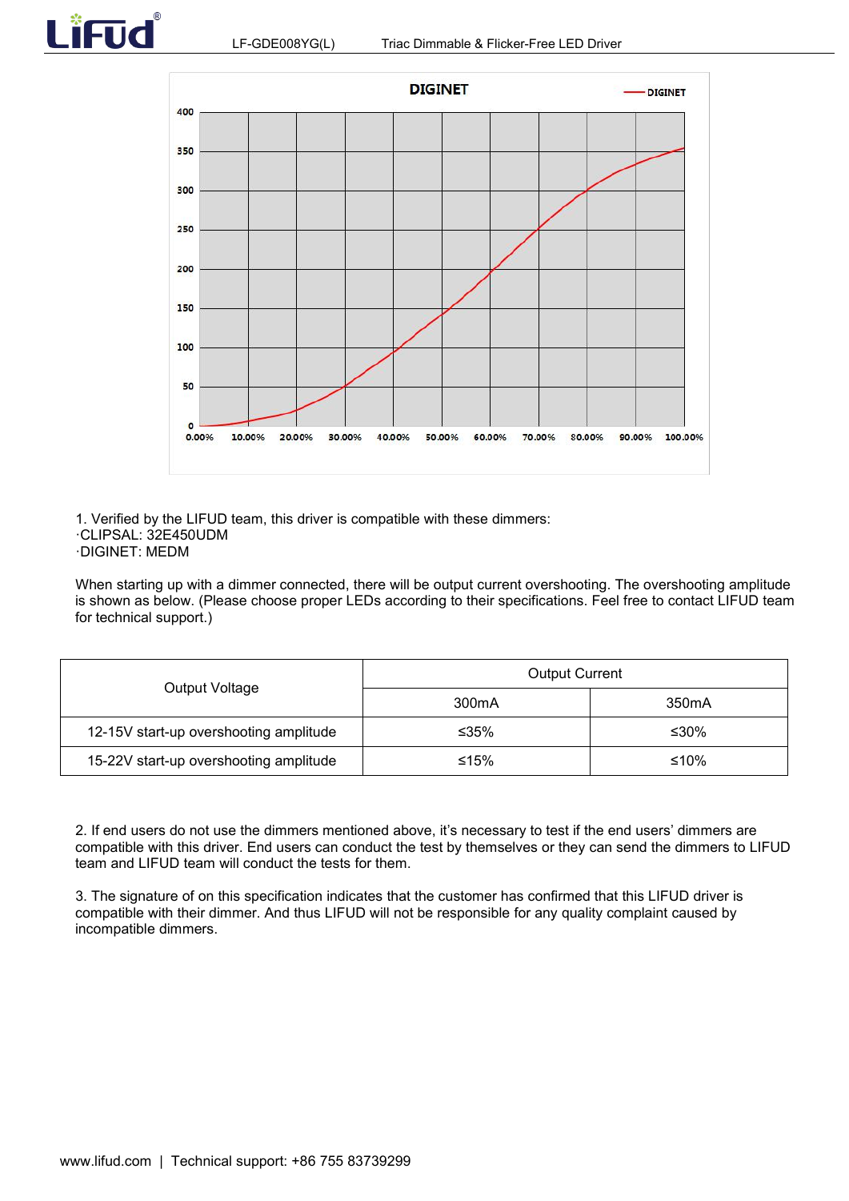DIGINET

1. Verified by the LIFUD team, this driver is compatible with these dimmers:

·CLIPSAL: 32E450UDM

·DIGINET: MEDM

When starting up with a dimmer connected, there will be output current overshooting. The overshooting amplitude is shown as below. (Please choose proper LEDs according to their specifications. Feel free to contact LIFUD team for technical support.)

| Output Voltage | Output Current | |
|---|---|---|
| | 300mA | 350mA |
| 12-15V start-up overshooting amplitude | ≤35% | ≤30% |
| 15-22V start-up overshooting amplitude | ≤15% | ≤10% |

2. If end users do not use the dimmers mentioned above, it's necessary to test if the end users' dimmers are compatible with this driver. End users can conduct the test by themselves or they can send the dimmers to LIFUD team and LIFUD team will conduct the tests for them.

3. The signature of on this specification indicates that the customer has confirmed that this LIFUD driver is compatible with their dimmer. And thus LIFUD will not be responsible for any quality complaint caused by incompatible dimmers.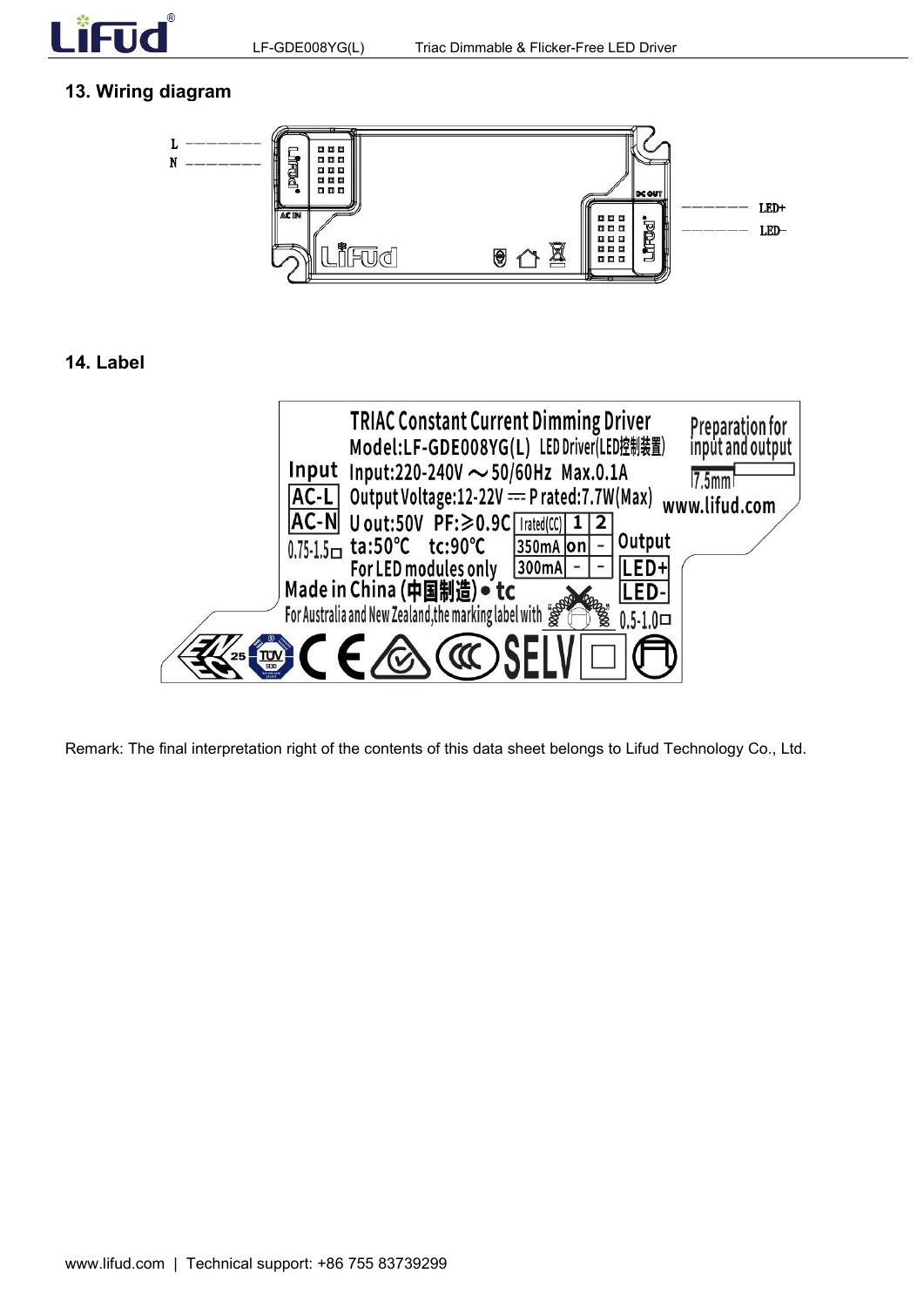## 13. Wiring diagram

L
N

AC IN

DC OUT

LED+
LED−

## 14. Label

TRIAC Constant Current Dimming Driver
Model:LF-GDE008YG(L) LED Driver(LED控制装置)
Input
Input:220-240V ～50/60Hz Max.0.1A
AC-L
Output Voltage:12-22V ⎓ P rated:7.7W(Max)
AC-N
U out:50V PF:≥0.9C

| Irated(CC) | 1 | 2 |
|---|---|---|
| 350mA | on | - |
| 300mA | - | - |

0.75-1.5□ ta:50℃ tc:90℃
For LED modules only
Output
LED+
LED-
Made in China (中国制造) • tc
For Australia and New Zealand,the marking label with
0.5-1.0□
Preparation for input and output
7.5mm
www.lifud.com
SELV

Remark: The final interpretation right of the contents of this data sheet belongs to Lifud Technology Co., Ltd.

www.lifud.com | Technical support: +86 755 83739299